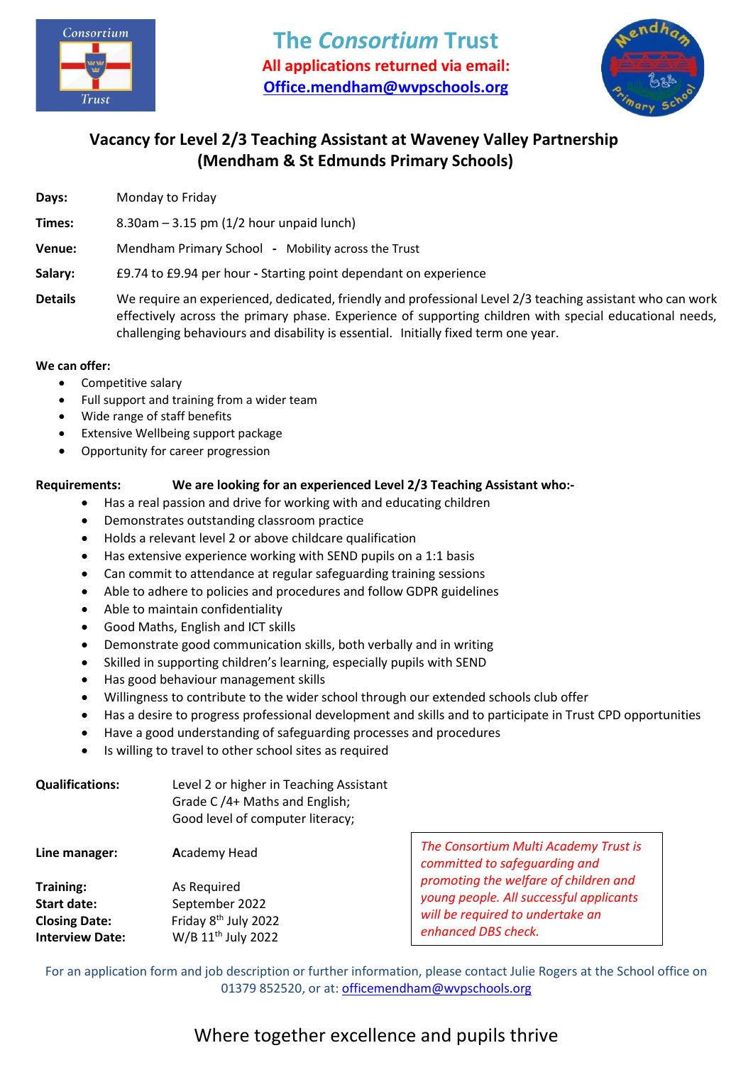# The *Consortium* Trust

**All applications returned via email:**
**Office.mendham@wvpschools.org**

## Vacancy for Level 2/3 Teaching Assistant at Waveney Valley Partnership (Mendham & St Edmunds Primary Schools)

**Days:** Monday to Friday

**Times:** 8.30am – 3.15 pm (1/2 hour unpaid lunch)

**Venue:** Mendham Primary School - Mobility across the Trust

**Salary:** £9.74 to £9.94 per hour - Starting point dependant on experience

**Details** We require an experienced, dedicated, friendly and professional Level 2/3 teaching assistant who can work effectively across the primary phase. Experience of supporting children with special educational needs, challenging behaviours and disability is essential. Initially fixed term one year.

**We can offer:**

- Competitive salary
- Full support and training from a wider team
- Wide range of staff benefits
- Extensive Wellbeing support package
- Opportunity for career progression

**Requirements:** **We are looking for an experienced Level 2/3 Teaching Assistant who:-**

- Has a real passion and drive for working with and educating children
- Demonstrates outstanding classroom practice
- Holds a relevant level 2 or above childcare qualification
- Has extensive experience working with SEND pupils on a 1:1 basis
- Can commit to attendance at regular safeguarding training sessions
- Able to adhere to policies and procedures and follow GDPR guidelines
- Able to maintain confidentiality
- Good Maths, English and ICT skills
- Demonstrate good communication skills, both verbally and in writing
- Skilled in supporting children's learning, especially pupils with SEND
- Has good behaviour management skills
- Willingness to contribute to the wider school through our extended schools club offer
- Has a desire to progress professional development and skills and to participate in Trust CPD opportunities
- Have a good understanding of safeguarding processes and procedures
- Is willing to travel to other school sites as required

**Qualifications:** Level 2 or higher in Teaching Assistant
Grade C /4+ Maths and English;
Good level of computer literacy;

**Line manager:** Academy Head

**Training:** As Required
**Start date:** September 2022
**Closing Date:** Friday 8th July 2022
**Interview Date:** W/B 11th July 2022

*The Consortium Multi Academy Trust is committed to safeguarding and promoting the welfare of children and young people. All successful applicants will be required to undertake an enhanced DBS check.*

For an application form and job description or further information, please contact Julie Rogers at the School office on 01379 852520, or at: officemendham@wvpschools.org

Where together excellence and pupils thrive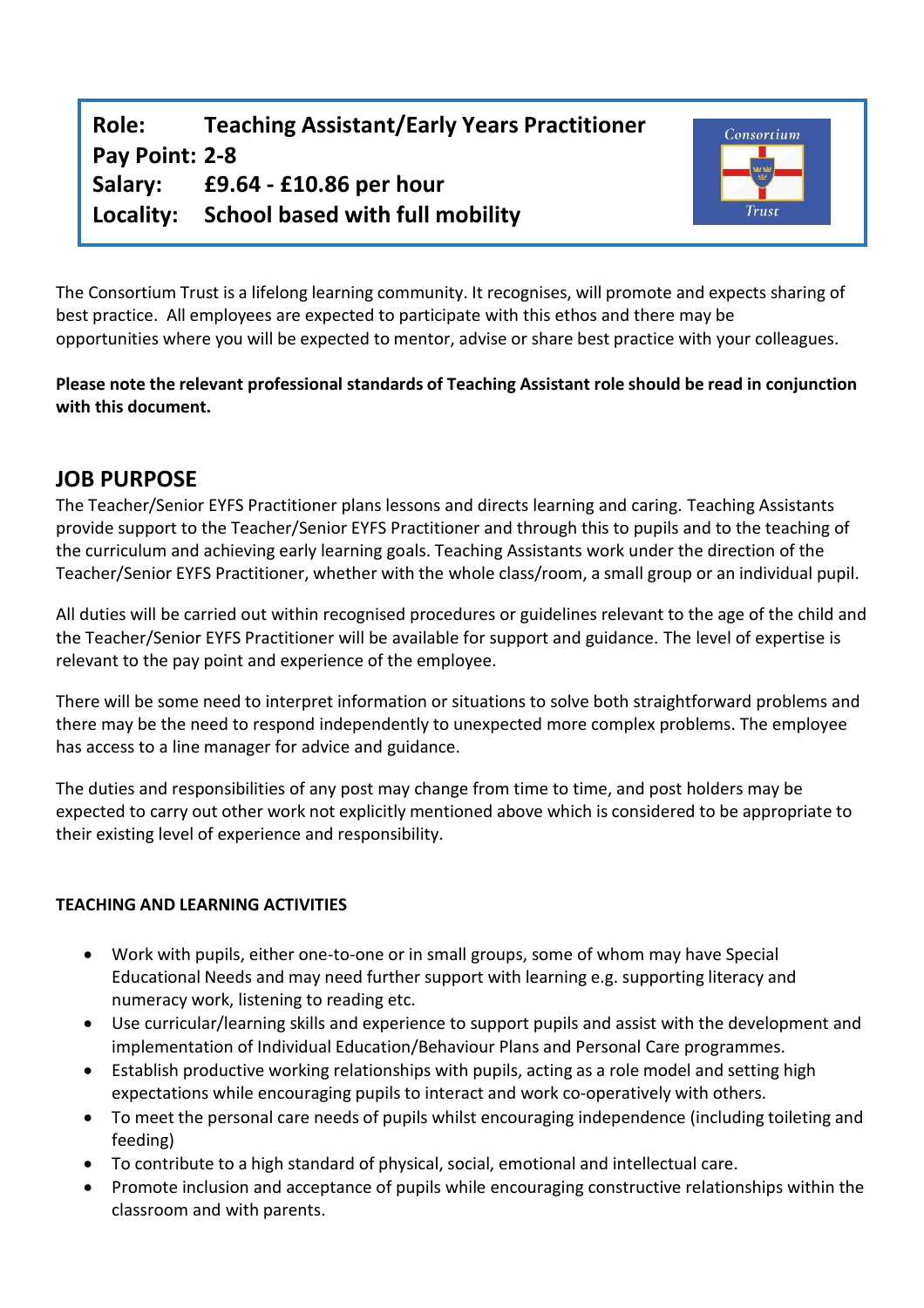**Role:** **Teaching Assistant/Early Years Practitioner**
**Pay Point: 2-8**
**Salary:** **£9.64 - £10.86 per hour**
**Locality:** **School based with full mobility**

The Consortium Trust is a lifelong learning community. It recognises, will promote and expects sharing of best practice. All employees are expected to participate with this ethos and there may be opportunities where you will be expected to mentor, advise or share best practice with your colleagues.

**Please note the relevant professional standards of Teaching Assistant role should be read in conjunction with this document.**

## JOB PURPOSE

The Teacher/Senior EYFS Practitioner plans lessons and directs learning and caring. Teaching Assistants provide support to the Teacher/Senior EYFS Practitioner and through this to pupils and to the teaching of the curriculum and achieving early learning goals. Teaching Assistants work under the direction of the Teacher/Senior EYFS Practitioner, whether with the whole class/room, a small group or an individual pupil.

All duties will be carried out within recognised procedures or guidelines relevant to the age of the child and the Teacher/Senior EYFS Practitioner will be available for support and guidance. The level of expertise is relevant to the pay point and experience of the employee.

There will be some need to interpret information or situations to solve both straightforward problems and there may be the need to respond independently to unexpected more complex problems. The employee has access to a line manager for advice and guidance.

The duties and responsibilities of any post may change from time to time, and post holders may be expected to carry out other work not explicitly mentioned above which is considered to be appropriate to their existing level of experience and responsibility.

**TEACHING AND LEARNING ACTIVITIES**

- Work with pupils, either one-to-one or in small groups, some of whom may have Special Educational Needs and may need further support with learning e.g. supporting literacy and numeracy work, listening to reading etc.
- Use curricular/learning skills and experience to support pupils and assist with the development and implementation of Individual Education/Behaviour Plans and Personal Care programmes.
- Establish productive working relationships with pupils, acting as a role model and setting high expectations while encouraging pupils to interact and work co-operatively with others.
- To meet the personal care needs of pupils whilst encouraging independence (including toileting and feeding)
- To contribute to a high standard of physical, social, emotional and intellectual care.
- Promote inclusion and acceptance of pupils while encouraging constructive relationships within the classroom and with parents.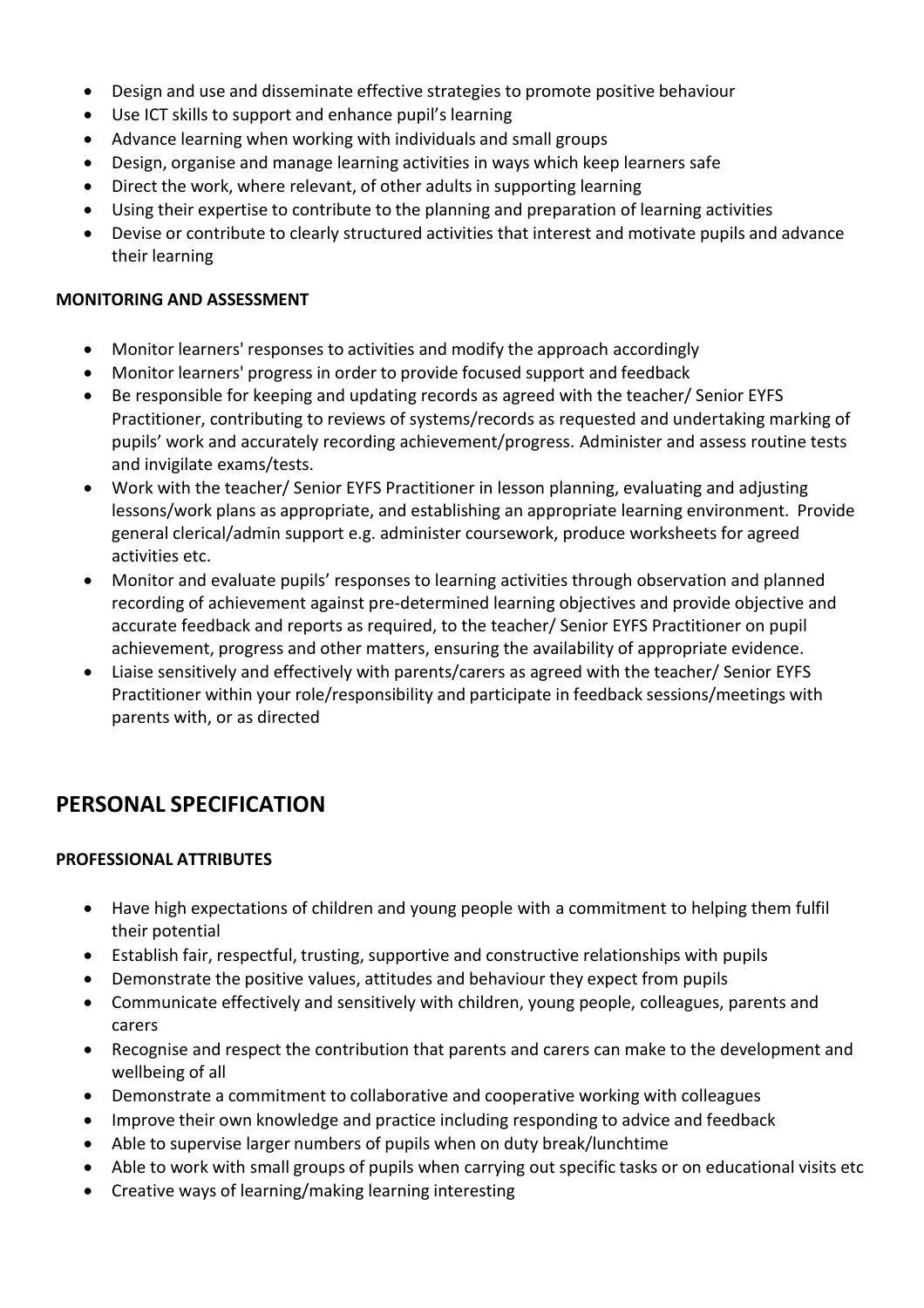- Design and use and disseminate effective strategies to promote positive behaviour
- Use ICT skills to support and enhance pupil's learning
- Advance learning when working with individuals and small groups
- Design, organise and manage learning activities in ways which keep learners safe
- Direct the work, where relevant, of other adults in supporting learning
- Using their expertise to contribute to the planning and preparation of learning activities
- Devise or contribute to clearly structured activities that interest and motivate pupils and advance their learning

**MONITORING AND ASSESSMENT**

- Monitor learners' responses to activities and modify the approach accordingly
- Monitor learners' progress in order to provide focused support and feedback
- Be responsible for keeping and updating records as agreed with the teacher/ Senior EYFS Practitioner, contributing to reviews of systems/records as requested and undertaking marking of pupils' work and accurately recording achievement/progress. Administer and assess routine tests and invigilate exams/tests.
- Work with the teacher/ Senior EYFS Practitioner in lesson planning, evaluating and adjusting lessons/work plans as appropriate, and establishing an appropriate learning environment. Provide general clerical/admin support e.g. administer coursework, produce worksheets for agreed activities etc.
- Monitor and evaluate pupils' responses to learning activities through observation and planned recording of achievement against pre-determined learning objectives and provide objective and accurate feedback and reports as required, to the teacher/ Senior EYFS Practitioner on pupil achievement, progress and other matters, ensuring the availability of appropriate evidence.
- Liaise sensitively and effectively with parents/carers as agreed with the teacher/ Senior EYFS Practitioner within your role/responsibility and participate in feedback sessions/meetings with parents with, or as directed

## PERSONAL SPECIFICATION

**PROFESSIONAL ATTRIBUTES**

- Have high expectations of children and young people with a commitment to helping them fulfil their potential
- Establish fair, respectful, trusting, supportive and constructive relationships with pupils
- Demonstrate the positive values, attitudes and behaviour they expect from pupils
- Communicate effectively and sensitively with children, young people, colleagues, parents and carers
- Recognise and respect the contribution that parents and carers can make to the development and wellbeing of all
- Demonstrate a commitment to collaborative and cooperative working with colleagues
- Improve their own knowledge and practice including responding to advice and feedback
- Able to supervise larger numbers of pupils when on duty break/lunchtime
- Able to work with small groups of pupils when carrying out specific tasks or on educational visits etc
- Creative ways of learning/making learning interesting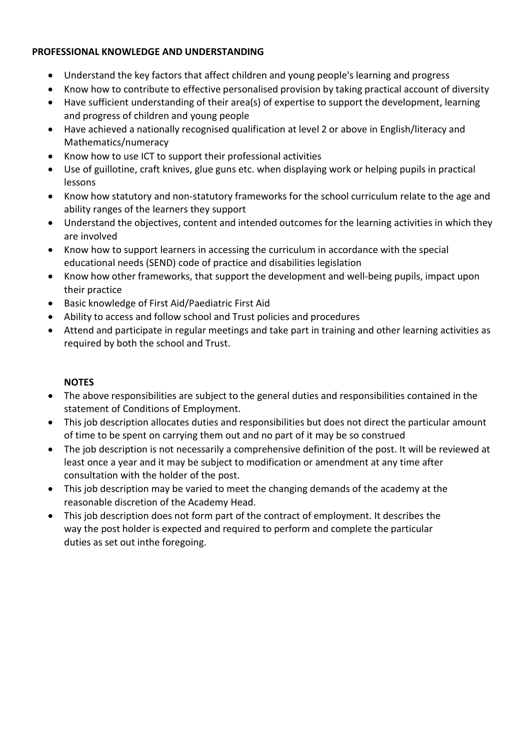**PROFESSIONAL KNOWLEDGE AND UNDERSTANDING**

- Understand the key factors that affect children and young people's learning and progress
- Know how to contribute to effective personalised provision by taking practical account of diversity
- Have sufficient understanding of their area(s) of expertise to support the development, learning and progress of children and young people
- Have achieved a nationally recognised qualification at level 2 or above in English/literacy and Mathematics/numeracy
- Know how to use ICT to support their professional activities
- Use of guillotine, craft knives, glue guns etc. when displaying work or helping pupils in practical lessons
- Know how statutory and non-statutory frameworks for the school curriculum relate to the age and ability ranges of the learners they support
- Understand the objectives, content and intended outcomes for the learning activities in which they are involved
- Know how to support learners in accessing the curriculum in accordance with the special educational needs (SEND) code of practice and disabilities legislation
- Know how other frameworks, that support the development and well-being pupils, impact upon their practice
- Basic knowledge of First Aid/Paediatric First Aid
- Ability to access and follow school and Trust policies and procedures
- Attend and participate in regular meetings and take part in training and other learning activities as required by both the school and Trust.

**NOTES**

- The above responsibilities are subject to the general duties and responsibilities contained in the statement of Conditions of Employment.
- This job description allocates duties and responsibilities but does not direct the particular amount of time to be spent on carrying them out and no part of it may be so construed
- The job description is not necessarily a comprehensive definition of the post. It will be reviewed at least once a year and it may be subject to modification or amendment at any time after consultation with the holder of the post.
- This job description may be varied to meet the changing demands of the academy at the reasonable discretion of the Academy Head.
- This job description does not form part of the contract of employment. It describes the way the post holder is expected and required to perform and complete the particular duties as set out inthe foregoing.